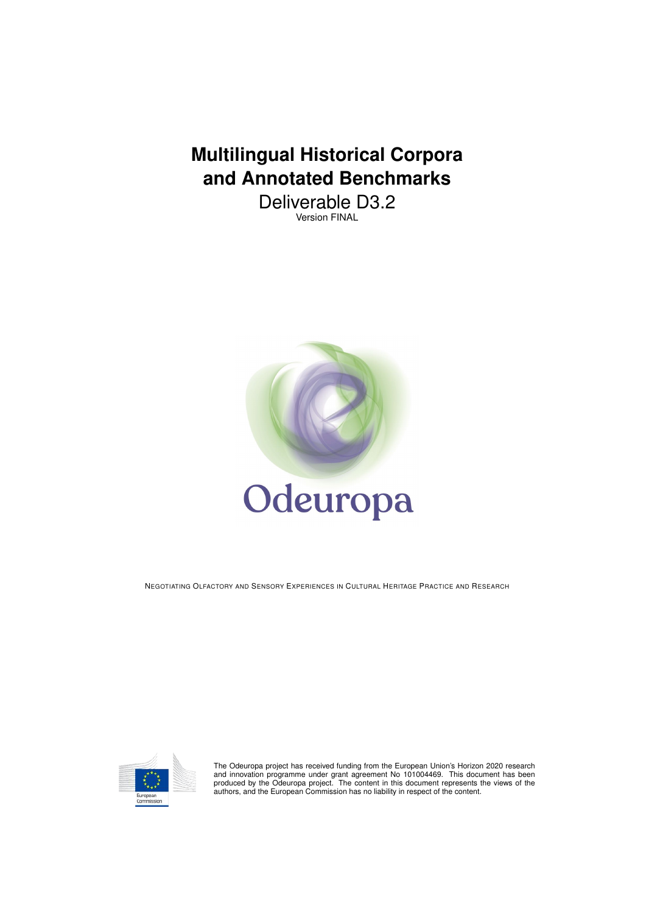# Multilingual Historical Corpora and Annotated Benchmarks

Deliverable D3.2

Version FINAL

Odeuropa

NEGOTIATING OLFACTORY AND SENSORY EXPERIENCES IN CULTURAL HERITAGE PRACTICE AND RESEARCH

European Commission

The Odeuropa project has received funding from the European Union's Horizon 2020 research and innovation programme under grant agreement No 101004469. This document has been produced by the Odeuropa project. The content in this document represents the views of the authors, and the European Commission has no liability in respect of the content.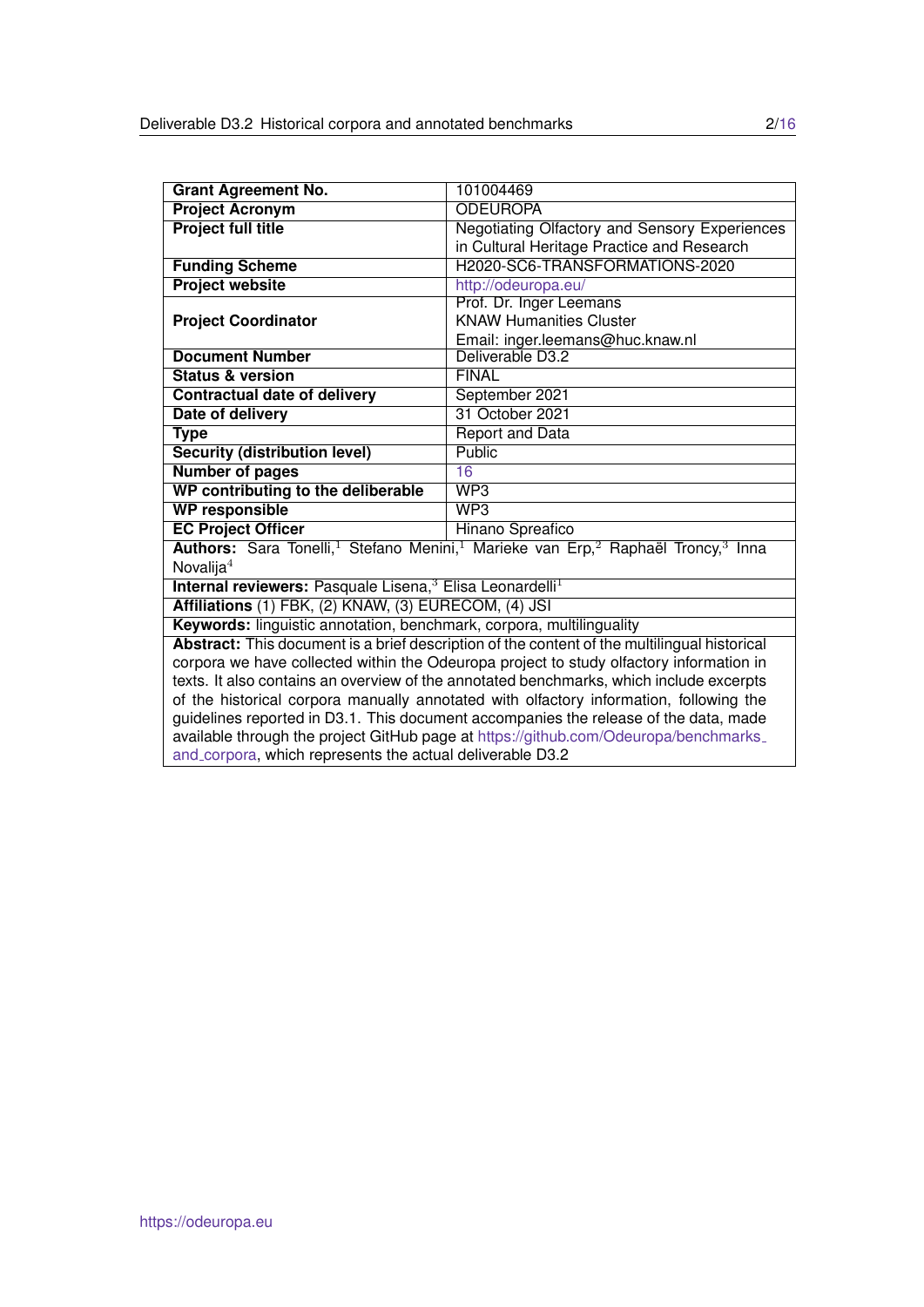| **Grant Agreement No.** | 101004469 |
| --- | --- |
| **Project Acronym** | ODEUROPA |
| **Project full title** | Negotiating Olfactory and Sensory Experiences in Cultural Heritage Practice and Research |
| **Funding Scheme** | H2020-SC6-TRANSFORMATIONS-2020 |
| **Project website** | http://odeuropa.eu/ |
| **Project Coordinator** | Prof. Dr. Inger Leemans<br>KNAW Humanities Cluster<br>Email: inger.leemans@huc.knaw.nl |
| **Document Number** | Deliverable D3.2 |
| **Status & version** | FINAL |
| **Contractual date of delivery** | September 2021 |
| **Date of delivery** | 31 October 2021 |
| **Type** | Report and Data |
| **Security (distribution level)** | Public |
| **Number of pages** | 16 |
| **WP contributing to the deliberable** | WP3 |
| **WP responsible** | WP3 |
| **EC Project Officer** | Hinano Spreafico |
| **Authors:** Sara Tonelli,[1] Stefano Menini,[1] Marieke van Erp,[2] Raphaël Troncy,[3] Inna Novalija[4] | |
| **Internal reviewers:** Pasquale Lisena,[3] Elisa Leonardelli[1] | |
| **Affiliations** (1) FBK, (2) KNAW, (3) EURECOM, (4) JSI | |
| **Keywords:** linguistic annotation, benchmark, corpora, multilinguality | |
| **Abstract:** This document is a brief description of the content of the multilingual historical corpora we have collected within the Odeuropa project to study olfactory information in texts. It also contains an overview of the annotated benchmarks, which include excerpts of the historical corpora manually annotated with olfactory information, following the guidelines reported in D3.1. This document accompanies the release of the data, made available through the project GitHub page at https://github.com/Odeuropa/benchmarks_and_corpora, which represents the actual deliverable D3.2 | |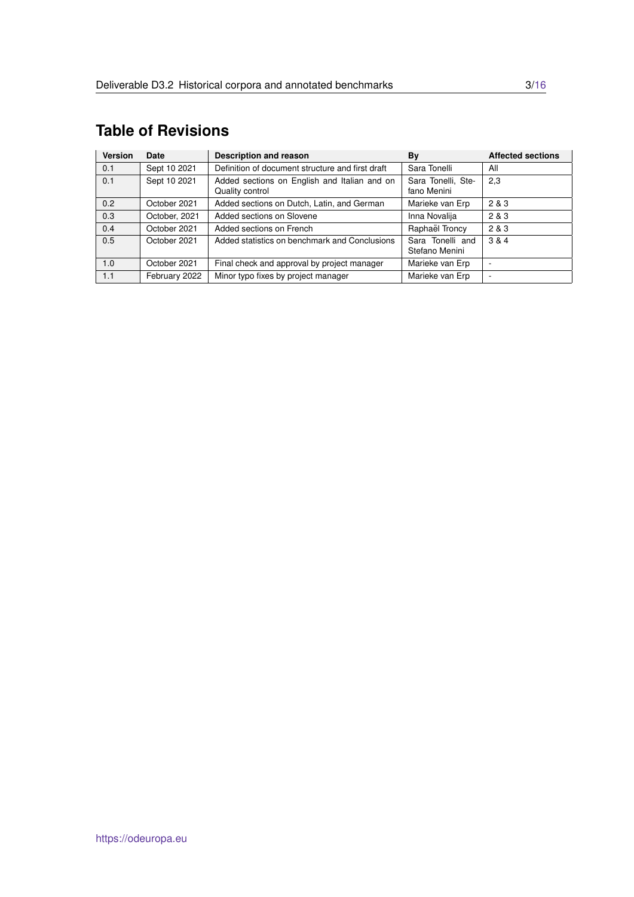# Table of Revisions

| Version | Date | Description and reason | By | Affected sections |
|---|---|---|---|---|
| 0.1 | Sept 10 2021 | Definition of document structure and first draft | Sara Tonelli | All |
| 0.1 | Sept 10 2021 | Added sections on English and Italian and on Quality control | Sara Tonelli, Stefano Menini | 2,3 |
| 0.2 | October 2021 | Added sections on Dutch, Latin, and German | Marieke van Erp | 2 & 3 |
| 0.3 | October, 2021 | Added sections on Slovene | Inna Novalija | 2 & 3 |
| 0.4 | October 2021 | Added sections on French | Raphaël Troncy | 2 & 3 |
| 0.5 | October 2021 | Added statistics on benchmark and Conclusions | Sara Tonelli and Stefano Menini | 3 & 4 |
| 1.0 | October 2021 | Final check and approval by project manager | Marieke van Erp | - |
| 1.1 | February 2022 | Minor typo fixes by project manager | Marieke van Erp | - |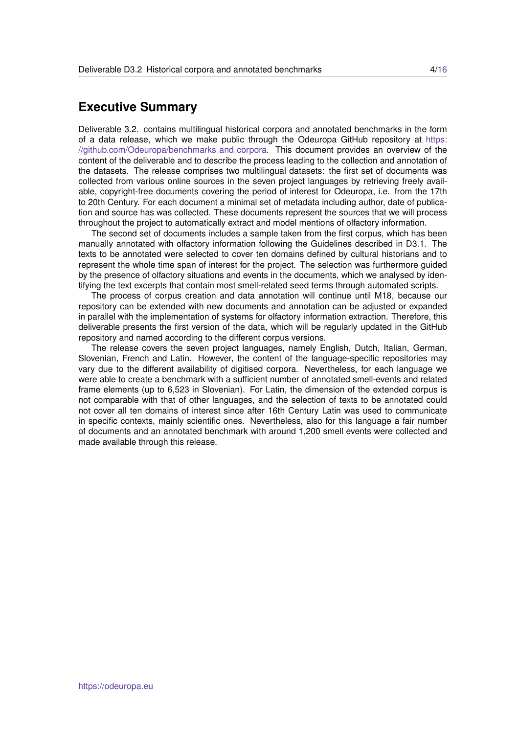# Executive Summary

Deliverable 3.2. contains multilingual historical corpora and annotated benchmarks in the form of a data release, which we make public through the Odeuropa GitHub repository at https://github.com/Odeuropa/benchmarks_and_corpora. This document provides an overview of the content of the deliverable and to describe the process leading to the collection and annotation of the datasets. The release comprises two multilingual datasets: the first set of documents was collected from various online sources in the seven project languages by retrieving freely available, copyright-free documents covering the period of interest for Odeuropa, i.e. from the 17th to 20th Century. For each document a minimal set of metadata including author, date of publication and source has was collected. These documents represent the sources that we will process throughout the project to automatically extract and model mentions of olfactory information.

The second set of documents includes a sample taken from the first corpus, which has been manually annotated with olfactory information following the Guidelines described in D3.1. The texts to be annotated were selected to cover ten domains defined by cultural historians and to represent the whole time span of interest for the project. The selection was furthermore guided by the presence of olfactory situations and events in the documents, which we analysed by identifying the text excerpts that contain most smell-related seed terms through automated scripts.

The process of corpus creation and data annotation will continue until M18, because our repository can be extended with new documents and annotation can be adjusted or expanded in parallel with the implementation of systems for olfactory information extraction. Therefore, this deliverable presents the first version of the data, which will be regularly updated in the GitHub repository and named according to the different corpus versions.

The release covers the seven project languages, namely English, Dutch, Italian, German, Slovenian, French and Latin. However, the content of the language-specific repositories may vary due to the different availability of digitised corpora. Nevertheless, for each language we were able to create a benchmark with a sufficient number of annotated smell-events and related frame elements (up to 6,523 in Slovenian). For Latin, the dimension of the extended corpus is not comparable with that of other languages, and the selection of texts to be annotated could not cover all ten domains of interest since after 16th Century Latin was used to communicate in specific contexts, mainly scientific ones. Nevertheless, also for this language a fair number of documents and an annotated benchmark with around 1,200 smell events were collected and made available through this release.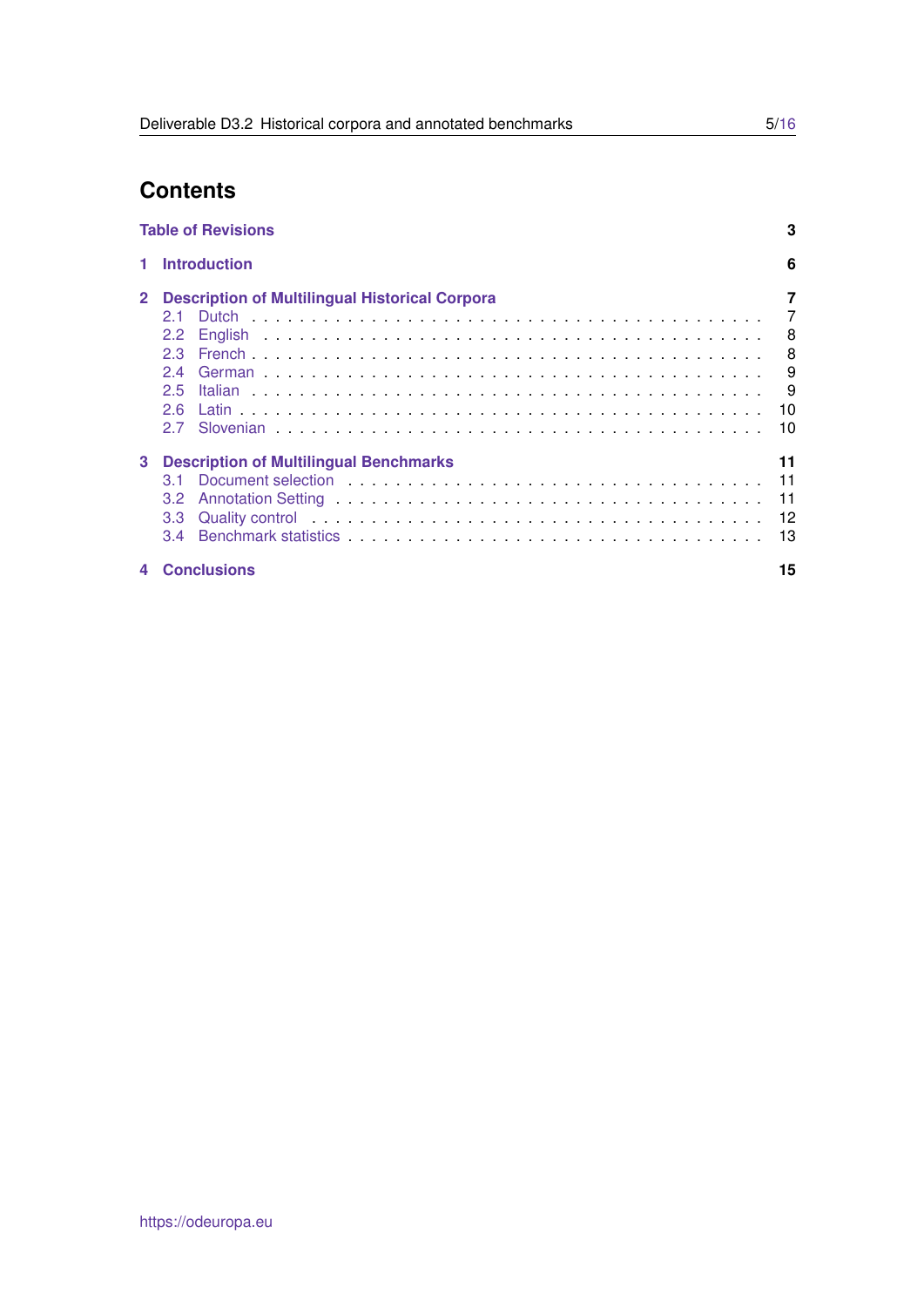# Contents

**Table of Revisions** **3**

**1 Introduction** **6**

**2 Description of Multilingual Historical Corpora** **7**

- 2.1 Dutch . . . 7
- 2.2 English . . . 8
- 2.3 French . . . 8
- 2.4 German . . . 9
- 2.5 Italian . . . 9
- 2.6 Latin . . . 10
- 2.7 Slovenian . . . 10

**3 Description of Multilingual Benchmarks** **11**

- 3.1 Document selection . . . 11
- 3.2 Annotation Setting . . . 11
- 3.3 Quality control . . . 12
- 3.4 Benchmark statistics . . . 13

**4 Conclusions** **15**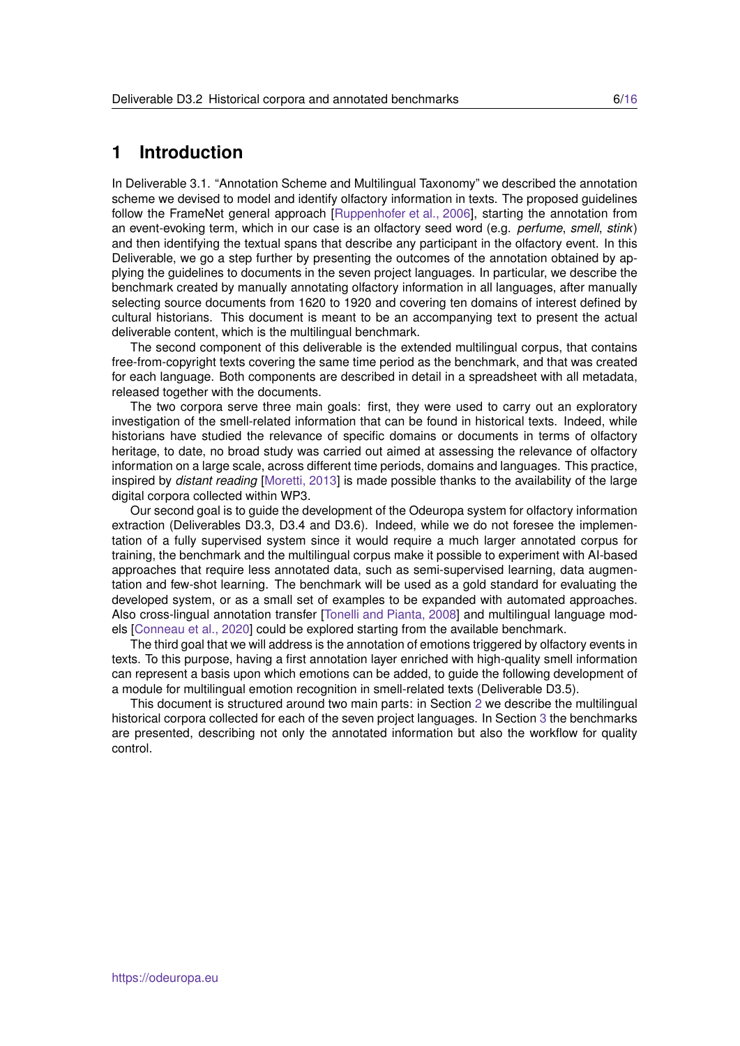# 1 Introduction

In Deliverable 3.1. "Annotation Scheme and Multilingual Taxonomy" we described the annotation scheme we devised to model and identify olfactory information in texts. The proposed guidelines follow the FrameNet general approach [Ruppenhofer et al., 2006], starting the annotation from an event-evoking term, which in our case is an olfactory seed word (e.g. *perfume*, *smell*, *stink*) and then identifying the textual spans that describe any participant in the olfactory event. In this Deliverable, we go a step further by presenting the outcomes of the annotation obtained by applying the guidelines to documents in the seven project languages. In particular, we describe the benchmark created by manually annotating olfactory information in all languages, after manually selecting source documents from 1620 to 1920 and covering ten domains of interest defined by cultural historians. This document is meant to be an accompanying text to present the actual deliverable content, which is the multilingual benchmark.

The second component of this deliverable is the extended multilingual corpus, that contains free-from-copyright texts covering the same time period as the benchmark, and that was created for each language. Both components are described in detail in a spreadsheet with all metadata, released together with the documents.

The two corpora serve three main goals: first, they were used to carry out an exploratory investigation of the smell-related information that can be found in historical texts. Indeed, while historians have studied the relevance of specific domains or documents in terms of olfactory heritage, to date, no broad study was carried out aimed at assessing the relevance of olfactory information on a large scale, across different time periods, domains and languages. This practice, inspired by *distant reading* [Moretti, 2013] is made possible thanks to the availability of the large digital corpora collected within WP3.

Our second goal is to guide the development of the Odeuropa system for olfactory information extraction (Deliverables D3.3, D3.4 and D3.6). Indeed, while we do not foresee the implementation of a fully supervised system since it would require a much larger annotated corpus for training, the benchmark and the multilingual corpus make it possible to experiment with AI-based approaches that require less annotated data, such as semi-supervised learning, data augmentation and few-shot learning. The benchmark will be used as a gold standard for evaluating the developed system, or as a small set of examples to be expanded with automated approaches. Also cross-lingual annotation transfer [Tonelli and Pianta, 2008] and multilingual language models [Conneau et al., 2020] could be explored starting from the available benchmark.

The third goal that we will address is the annotation of emotions triggered by olfactory events in texts. To this purpose, having a first annotation layer enriched with high-quality smell information can represent a basis upon which emotions can be added, to guide the following development of a module for multilingual emotion recognition in smell-related texts (Deliverable D3.5).

This document is structured around two main parts: in Section 2 we describe the multilingual historical corpora collected for each of the seven project languages. In Section 3 the benchmarks are presented, describing not only the annotated information but also the workflow for quality control.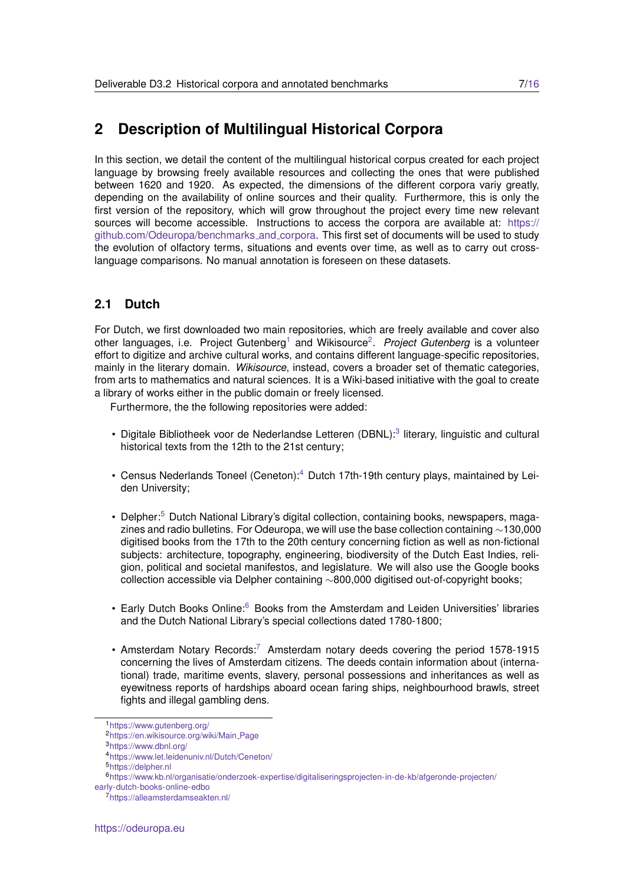## 2 Description of Multilingual Historical Corpora

In this section, we detail the content of the multilingual historical corpus created for each project language by browsing freely available resources and collecting the ones that were published between 1620 and 1920. As expected, the dimensions of the different corpora variy greatly, depending on the availability of online sources and their quality. Furthermore, this is only the first version of the repository, which will grow throughout the project every time new relevant sources will become accessible. Instructions to access the corpora are available at: https://github.com/Odeuropa/benchmarks_and_corpora. This first set of documents will be used to study the evolution of olfactory terms, situations and events over time, as well as to carry out cross-language comparisons. No manual annotation is foreseen on these datasets.

### 2.1 Dutch

For Dutch, we first downloaded two main repositories, which are freely available and cover also other languages, i.e. Project Gutenberg[1] and Wikisource[2]. *Project Gutenberg* is a volunteer effort to digitize and archive cultural works, and contains different language-specific repositories, mainly in the literary domain. *Wikisource*, instead, covers a broader set of thematic categories, from arts to mathematics and natural sciences. It is a Wiki-based initiative with the goal to create a library of works either in the public domain or freely licensed.

Furthermore, the the following repositories were added:

- Digitale Bibliotheek voor de Nederlandse Letteren (DBNL):[3] literary, linguistic and cultural historical texts from the 12th to the 21st century;
- Census Nederlands Toneel (Ceneton):[4] Dutch 17th-19th century plays, maintained by Leiden University;
- Delpher:[5] Dutch National Library's digital collection, containing books, newspapers, magazines and radio bulletins. For Odeuropa, we will use the base collection containing ∼130,000 digitised books from the 17th to the 20th century concerning fiction as well as non-fictional subjects: architecture, topography, engineering, biodiversity of the Dutch East Indies, religion, political and societal manifestos, and legislature. We will also use the Google books collection accessible via Delpher containing ∼800,000 digitised out-of-copyright books;
- Early Dutch Books Online:[6] Books from the Amsterdam and Leiden Universities' libraries and the Dutch National Library's special collections dated 1780-1800;
- Amsterdam Notary Records:[7] Amsterdam notary deeds covering the period 1578-1915 concerning the lives of Amsterdam citizens. The deeds contain information about (international) trade, maritime events, slavery, personal possessions and inheritances as well as eyewitness reports of hardships aboard ocean faring ships, neighbourhood brawls, street fights and illegal gambling dens.

---

[1] https://www.gutenberg.org/
[2] https://en.wikisource.org/wiki/Main_Page
[3] https://www.dbnl.org/
[4] https://www.let.leidenuniv.nl/Dutch/Ceneton/
[5] https://delpher.nl
[6] https://www.kb.nl/organisatie/onderzoek-expertise/digitaliseringsprojecten-in-de-kb/afgeronde-projecten/early-dutch-books-online-edbo
[7] https://alleamsterdamseakten.nl/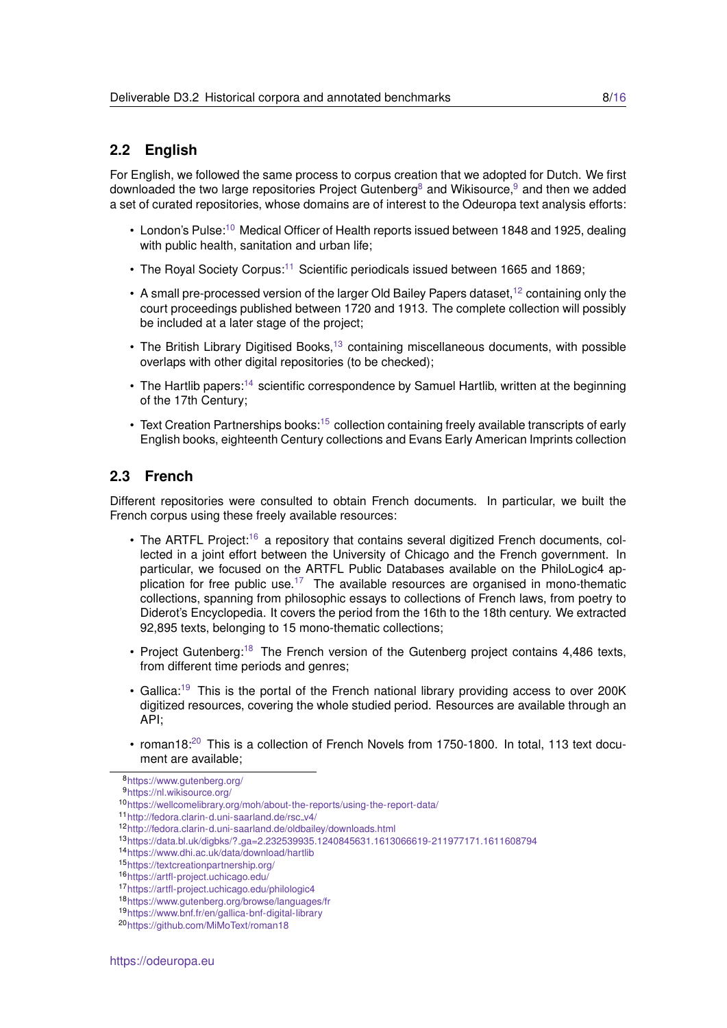## 2.2 English

For English, we followed the same process to corpus creation that we adopted for Dutch. We first downloaded the two large repositories Project Gutenberg[8] and Wikisource,[9] and then we added a set of curated repositories, whose domains are of interest to the Odeuropa text analysis efforts:

- London's Pulse:[10] Medical Officer of Health reports issued between 1848 and 1925, dealing with public health, sanitation and urban life;
- The Royal Society Corpus:[11] Scientific periodicals issued between 1665 and 1869;
- A small pre-processed version of the larger Old Bailey Papers dataset,[12] containing only the court proceedings published between 1720 and 1913. The complete collection will possibly be included at a later stage of the project;
- The British Library Digitised Books,[13] containing miscellaneous documents, with possible overlaps with other digital repositories (to be checked);
- The Hartlib papers:[14] scientific correspondence by Samuel Hartlib, written at the beginning of the 17th Century;
- Text Creation Partnerships books:[15] collection containing freely available transcripts of early English books, eighteenth Century collections and Evans Early American Imprints collection

## 2.3 French

Different repositories were consulted to obtain French documents. In particular, we built the French corpus using these freely available resources:

- The ARTFL Project:[16] a repository that contains several digitized French documents, collected in a joint effort between the University of Chicago and the French government. In particular, we focused on the ARTFL Public Databases available on the PhiloLogic4 application for free public use.[17] The available resources are organised in mono-thematic collections, spanning from philosophic essays to collections of French laws, from poetry to Diderot's Encyclopedia. It covers the period from the 16th to the 18th century. We extracted 92,895 texts, belonging to 15 mono-thematic collections;
- Project Gutenberg:[18] The French version of the Gutenberg project contains 4,486 texts, from different time periods and genres;
- Gallica:[19] This is the portal of the French national library providing access to over 200K digitized resources, covering the whole studied period. Resources are available through an API;
- roman18:[20] This is a collection of French Novels from 1750-1800. In total, 113 text document are available;

---

[8] https://www.gutenberg.org/
[9] https://nl.wikisource.org/
[10] https://wellcomelibrary.org/moh/about-the-reports/using-the-report-data/
[11] http://fedora.clarin-d.uni-saarland.de/rsc_v4/
[12] http://fedora.clarin-d.uni-saarland.de/oldbailey/downloads.html
[13] https://data.bl.uk/digbks/?_ga=2.232539935.1240845631.1613066619-211977171.1611608794
[14] https://www.dhi.ac.uk/data/download/hartlib
[15] https://textcreationpartnership.org/
[16] https://artfl-project.uchicago.edu/
[17] https://artfl-project.uchicago.edu/philologic4
[18] https://www.gutenberg.org/browse/languages/fr
[19] https://www.bnf.fr/en/gallica-bnf-digital-library
[20] https://github.com/MiMoText/roman18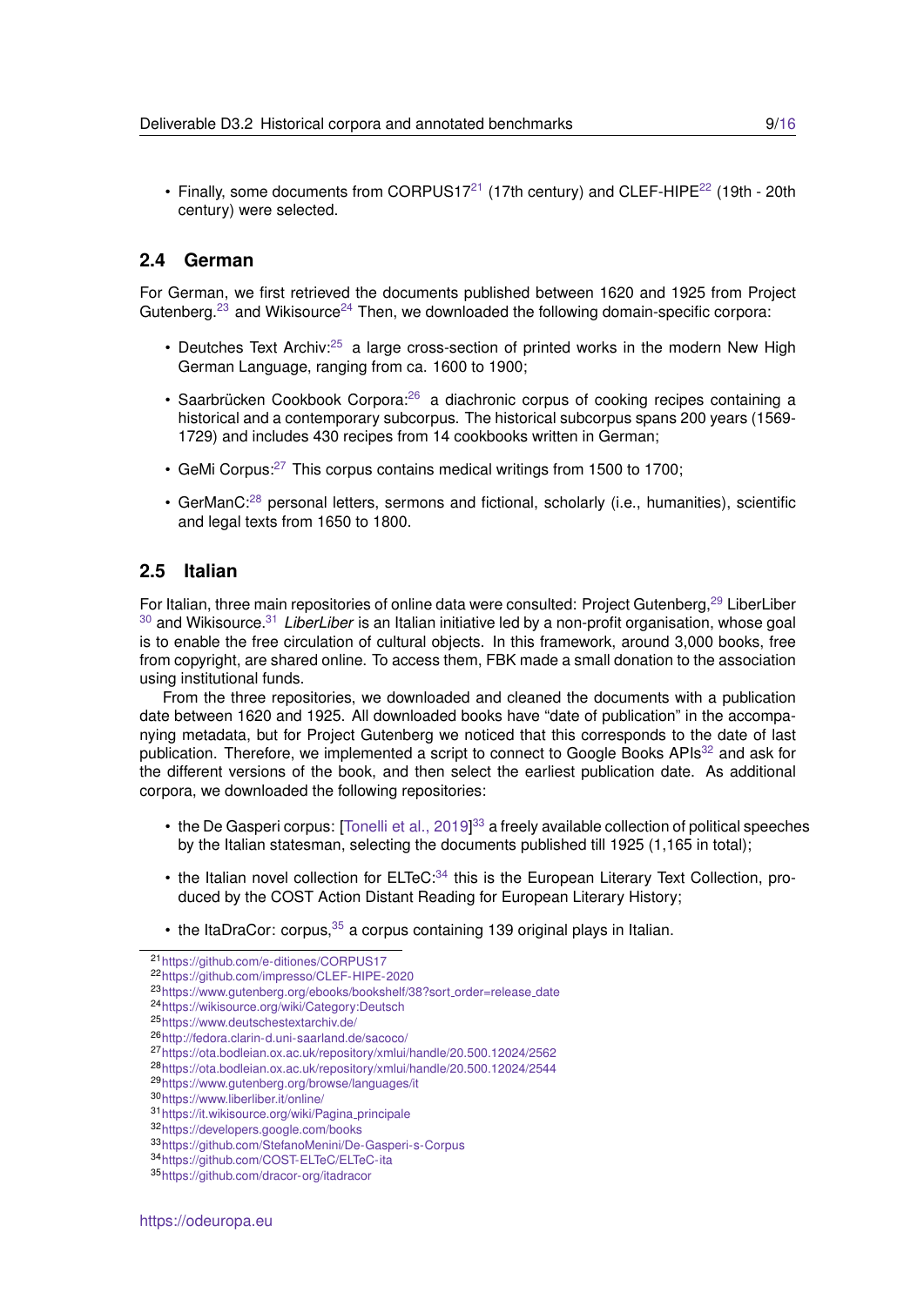- Finally, some documents from CORPUS17[21] (17th century) and CLEF-HIPE[22] (19th - 20th century) were selected.

## 2.4 German

For German, we first retrieved the documents published between 1620 and 1925 from Project Gutenberg.[23] and Wikisource[24] Then, we downloaded the following domain-specific corpora:

- Deutches Text Archiv:[25] a large cross-section of printed works in the modern New High German Language, ranging from ca. 1600 to 1900;
- Saarbrücken Cookbook Corpora:[26] a diachronic corpus of cooking recipes containing a historical and a contemporary subcorpus. The historical subcorpus spans 200 years (1569-1729) and includes 430 recipes from 14 cookbooks written in German;
- GeMi Corpus:[27] This corpus contains medical writings from 1500 to 1700;
- GerManC:[28] personal letters, sermons and fictional, scholarly (i.e., humanities), scientific and legal texts from 1650 to 1800.

## 2.5 Italian

For Italian, three main repositories of online data were consulted: Project Gutenberg,[29] LiberLiber [30] and Wikisource.[31] *LiberLiber* is an Italian initiative led by a non-profit organisation, whose goal is to enable the free circulation of cultural objects. In this framework, around 3,000 books, free from copyright, are shared online. To access them, FBK made a small donation to the association using institutional funds.

From the three repositories, we downloaded and cleaned the documents with a publication date between 1620 and 1925. All downloaded books have "date of publication" in the accompanying metadata, but for Project Gutenberg we noticed that this corresponds to the date of last publication. Therefore, we implemented a script to connect to Google Books APIs[32] and ask for the different versions of the book, and then select the earliest publication date. As additional corpora, we downloaded the following repositories:

- the De Gasperi corpus: [Tonelli et al., 2019][33] a freely available collection of political speeches by the Italian statesman, selecting the documents published till 1925 (1,165 in total);
- the Italian novel collection for ELTeC:[34] this is the European Literary Text Collection, produced by the COST Action Distant Reading for European Literary History;
- the ItaDraCor: corpus,[35] a corpus containing 139 original plays in Italian.

---

[21] https://github.com/e-ditiones/CORPUS17
[22] https://github.com/impresso/CLEF-HIPE-2020
[23] https://www.gutenberg.org/ebooks/bookshelf/38?sort_order=release_date
[24] https://wikisource.org/wiki/Category:Deutsch
[25] https://www.deutschestextarchiv.de/
[26] http://fedora.clarin-d.uni-saarland.de/sacoco/
[27] https://ota.bodleian.ox.ac.uk/repository/xmlui/handle/20.500.12024/2562
[28] https://ota.bodleian.ox.ac.uk/repository/xmlui/handle/20.500.12024/2544
[29] https://www.gutenberg.org/browse/languages/it
[30] https://www.liberliber.it/online/
[31] https://it.wikisource.org/wiki/Pagina_principale
[32] https://developers.google.com/books
[33] https://github.com/StefanoMenini/De-Gasperi-s-Corpus
[34] https://github.com/COST-ELTeC/ELTeC-ita
[35] https://github.com/dracor-org/itadracor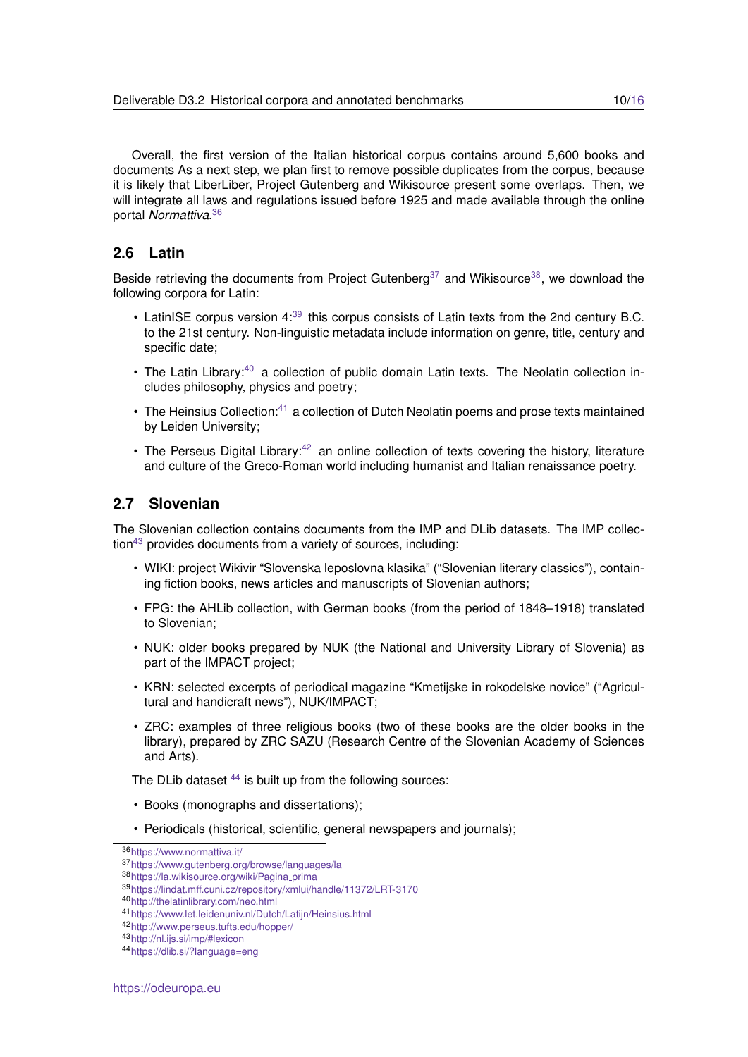Overall, the first version of the Italian historical corpus contains around 5,600 books and documents As a next step, we plan first to remove possible duplicates from the corpus, because it is likely that LiberLiber, Project Gutenberg and Wikisource present some overlaps. Then, we will integrate all laws and regulations issued before 1925 and made available through the online portal *Normattiva*.[36]

## 2.6 Latin

Beside retrieving the documents from Project Gutenberg[37] and Wikisource[38], we download the following corpora for Latin:

- LatinISE corpus version 4:[39] this corpus consists of Latin texts from the 2nd century B.C. to the 21st century. Non-linguistic metadata include information on genre, title, century and specific date;
- The Latin Library:[40] a collection of public domain Latin texts. The Neolatin collection includes philosophy, physics and poetry;
- The Heinsius Collection:[41] a collection of Dutch Neolatin poems and prose texts maintained by Leiden University;
- The Perseus Digital Library:[42] an online collection of texts covering the history, literature and culture of the Greco-Roman world including humanist and Italian renaissance poetry.

## 2.7 Slovenian

The Slovenian collection contains documents from the IMP and DLib datasets. The IMP collection[43] provides documents from a variety of sources, including:

- WIKI: project Wikivir "Slovenska leposlovna klasika" ("Slovenian literary classics"), containing fiction books, news articles and manuscripts of Slovenian authors;
- FPG: the AHLib collection, with German books (from the period of 1848–1918) translated to Slovenian;
- NUK: older books prepared by NUK (the National and University Library of Slovenia) as part of the IMPACT project;
- KRN: selected excerpts of periodical magazine "Kmetijske in rokodelske novice" ("Agricultural and handicraft news"), NUK/IMPACT;
- ZRC: examples of three religious books (two of these books are the older books in the library), prepared by ZRC SAZU (Research Centre of the Slovenian Academy of Sciences and Arts).

The DLib dataset [44] is built up from the following sources:

- Books (monographs and dissertations);
- Periodicals (historical, scientific, general newspapers and journals);

---

[36] https://www.normattiva.it/
[37] https://www.gutenberg.org/browse/languages/la
[38] https://la.wikisource.org/wiki/Pagina_prima
[39] https://lindat.mff.cuni.cz/repository/xmlui/handle/11372/LRT-3170
[40] http://thelatinlibrary.com/neo.html
[41] https://www.let.leidenuniv.nl/Dutch/Latijn/Heinsius.html
[42] http://www.perseus.tufts.edu/hopper/
[43] http://nl.ijs.si/imp/#lexicon
[44] https://dlib.si/?language=eng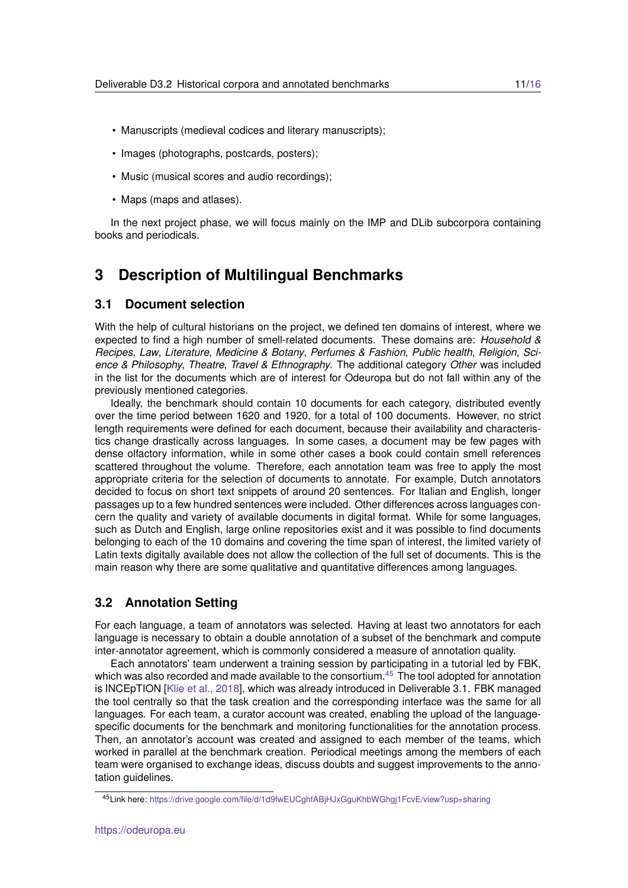- Manuscripts (medieval codices and literary manuscripts);
- Images (photographs, postcards, posters);
- Music (musical scores and audio recordings);
- Maps (maps and atlases).

In the next project phase, we will focus mainly on the IMP and DLib subcorpora containing books and periodicals.

# 3 Description of Multilingual Benchmarks

## 3.1 Document selection

With the help of cultural historians on the project, we defined ten domains of interest, where we expected to find a high number of smell-related documents. These domains are: *Household & Recipes*, *Law*, *Literature*, *Medicine & Botany*, *Perfumes & Fashion*, *Public health*, *Religion*, *Science & Philosophy*, *Theatre*, *Travel & Ethnography*. The additional category *Other* was included in the list for the documents which are of interest for Odeuropa but do not fall within any of the previously mentioned categories.

Ideally, the benchmark should contain 10 documents for each category, distributed evently over the time period between 1620 and 1920, for a total of 100 documents. However, no strict length requirements were defined for each document, because their availability and characteristics change drastically across languages. In some cases, a document may be few pages with dense olfactory information, while in some other cases a book could contain smell references scattered throughout the volume. Therefore, each annotation team was free to apply the most appropriate criteria for the selection of documents to annotate. For example, Dutch annotators decided to focus on short text snippets of around 20 sentences. For Italian and English, longer passages up to a few hundred sentences were included. Other differences across languages concern the quality and variety of available documents in digital format. While for some languages, such as Dutch and English, large online repositories exist and it was possible to find documents belonging to each of the 10 domains and covering the time span of interest, the limited variety of Latin texts digitally available does not allow the collection of the full set of documents. This is the main reason why there are some qualitative and quantitative differences among languages.

## 3.2 Annotation Setting

For each language, a team of annotators was selected. Having at least two annotators for each language is necessary to obtain a double annotation of a subset of the benchmark and compute inter-annotator agreement, which is commonly considered a measure of annotation quality.

Each annotators' team underwent a training session by participating in a tutorial led by FBK, which was also recorded and made available to the consortium.[45] The tool adopted for annotation is INCEpTION [Klie et al., 2018], which was already introduced in Deliverable 3.1. FBK managed the tool centrally so that the task creation and the corresponding interface was the same for all languages. For each team, a curator account was created, enabling the upload of the language-specific documents for the benchmark and monitoring functionalities for the annotation process. Then, an annotator's account was created and assigned to each member of the teams, which worked in parallel at the benchmark creation. Periodical meetings among the members of each team were organised to exchange ideas, discuss doubts and suggest improvements to the annotation guidelines.

[45] Link here: https://drive.google.com/file/d/1d9fwEUCghfABjHJxGguKhbWGhgj1FcvE/view?usp=sharing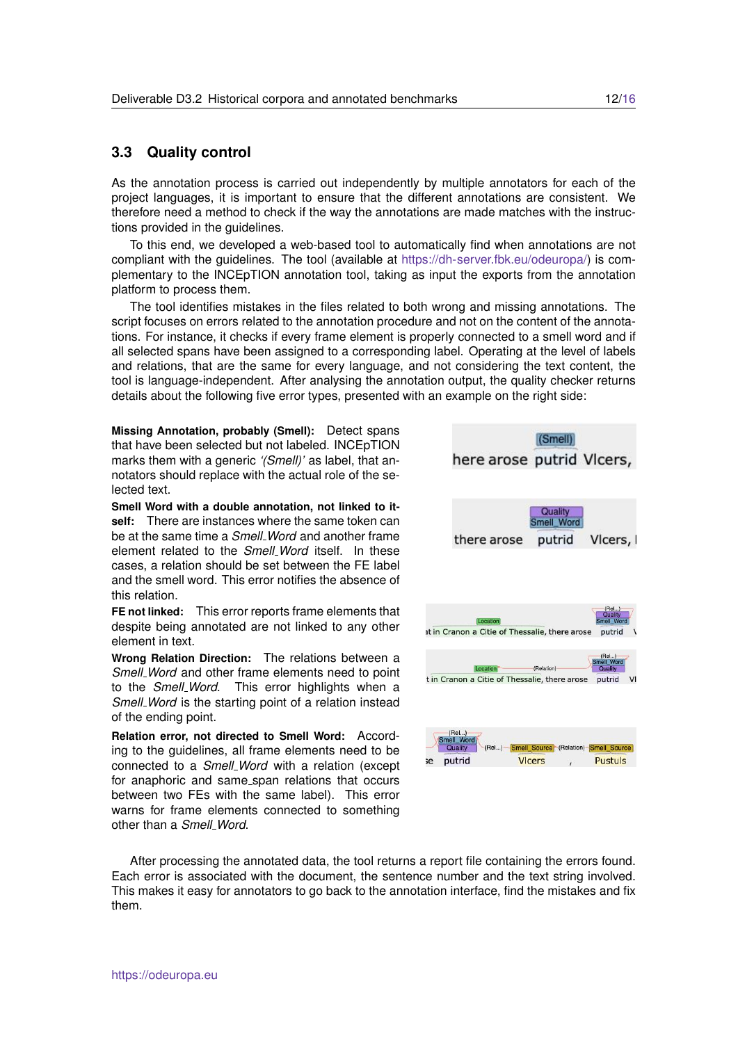## 3.3 Quality control

As the annotation process is carried out independently by multiple annotators for each of the project languages, it is important to ensure that the different annotations are consistent. We therefore need a method to check if the way the annotations are made matches with the instructions provided in the guidelines.

To this end, we developed a web-based tool to automatically find when annotations are not compliant with the guidelines. The tool (available at https://dh-server.fbk.eu/odeuropa/) is complementary to the INCEpTION annotation tool, taking as input the exports from the annotation platform to process them.

The tool identifies mistakes in the files related to both wrong and missing annotations. The script focuses on errors related to the annotation procedure and not on the content of the annotations. For instance, it checks if every frame element is properly connected to a smell word and if all selected spans have been assigned to a corresponding label. Operating at the level of labels and relations, that are the same for every language, and not considering the text content, the tool is language-independent. After analysing the annotation output, the quality checker returns details about the following five error types, presented with an example on the right side:

**Missing Annotation, probably (Smell):** Detect spans that have been selected but not labeled. INCEpTION marks them with a generic *'(Smell)'* as label, that annotators should replace with the actual role of the selected text.

**Smell Word with a double annotation, not linked to itself:** There are instances where the same token can be at the same time a *Smell_Word* and another frame element related to the *Smell_Word* itself. In these cases, a relation should be set between the FE label and the smell word. This error notifies the absence of this relation.

**FE not linked:** This error reports frame elements that despite being annotated are not linked to any other element in text.

**Wrong Relation Direction:** The relations between a *Smell_Word* and other frame elements need to point to the *Smell_Word*. This error highlights when a *Smell_Word* is the starting point of a relation instead of the ending point.

**Relation error, not directed to Smell Word:** According to the guidelines, all frame elements need to be connected to a *Smell_Word* with a relation (except for anaphoric and same_span relations that occurs between two FEs with the same label). This error warns for frame elements connected to something other than a *Smell_Word*.

After processing the annotated data, the tool returns a report file containing the errors found. Each error is associated with the document, the sentence number and the text string involved. This makes it easy for annotators to go back to the annotation interface, find the mistakes and fix them.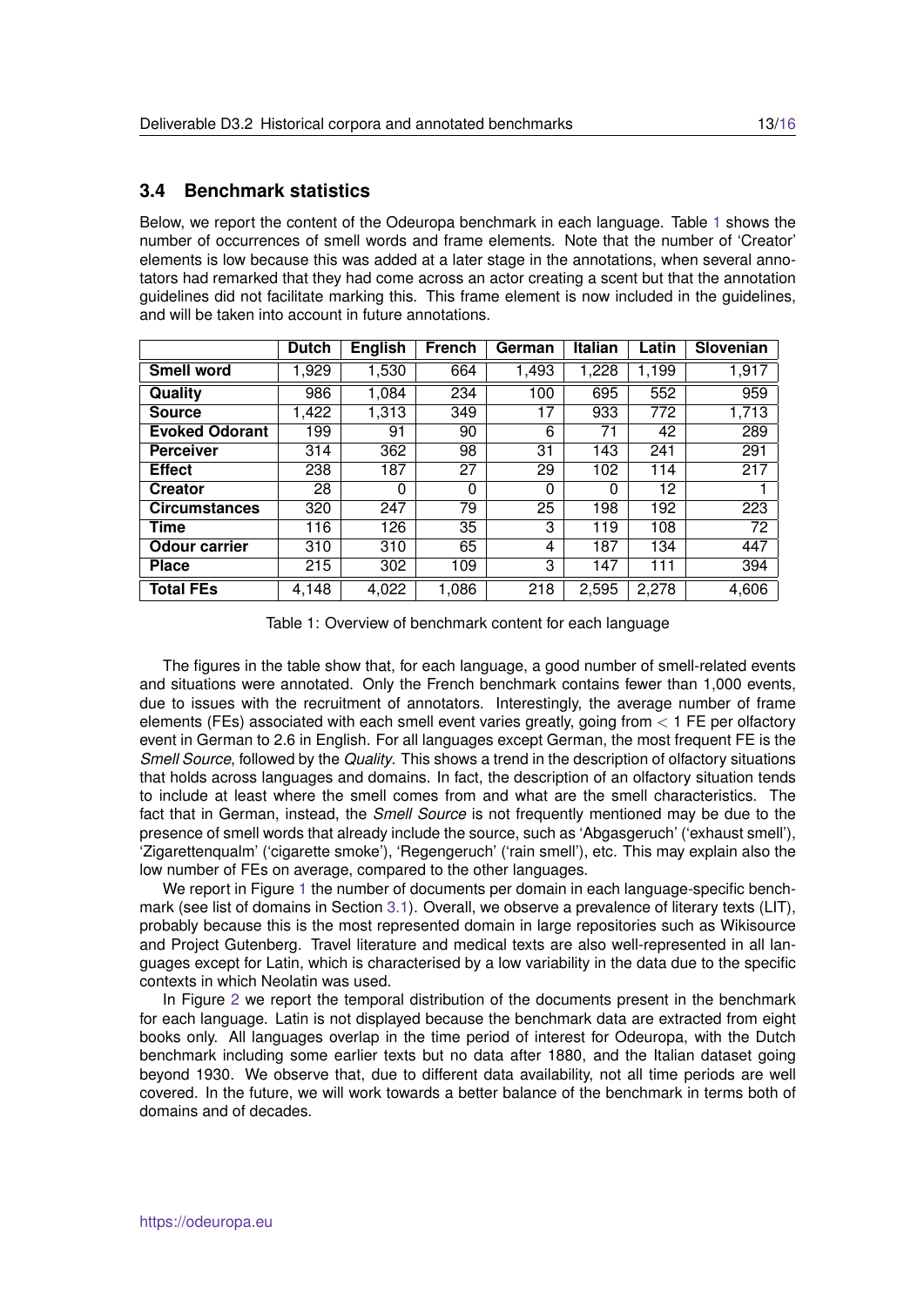### 3.4 Benchmark statistics

Below, we report the content of the Odeuropa benchmark in each language. Table 1 shows the number of occurrences of smell words and frame elements. Note that the number of 'Creator' elements is low because this was added at a later stage in the annotations, when several annotators had remarked that they had come across an actor creating a scent but that the annotation guidelines did not facilitate marking this. This frame element is now included in the guidelines, and will be taken into account in future annotations.

| | **Dutch** | **English** | **French** | **German** | **Italian** | **Latin** | **Slovenian** |
|---|---|---|---|---|---|---|---|
| **Smell word** | 1,929 | 1,530 | 664 | 1,493 | 1,228 | 1,199 | 1,917 |
| **Quality** | 986 | 1,084 | 234 | 100 | 695 | 552 | 959 |
| **Source** | 1,422 | 1,313 | 349 | 17 | 933 | 772 | 1,713 |
| **Evoked Odorant** | 199 | 91 | 90 | 6 | 71 | 42 | 289 |
| **Perceiver** | 314 | 362 | 98 | 31 | 143 | 241 | 291 |
| **Effect** | 238 | 187 | 27 | 29 | 102 | 114 | 217 |
| **Creator** | 28 | 0 | 0 | 0 | 0 | 12 | 1 |
| **Circumstances** | 320 | 247 | 79 | 25 | 198 | 192 | 223 |
| **Time** | 116 | 126 | 35 | 3 | 119 | 108 | 72 |
| **Odour carrier** | 310 | 310 | 65 | 4 | 187 | 134 | 447 |
| **Place** | 215 | 302 | 109 | 3 | 147 | 111 | 394 |
| **Total FEs** | 4,148 | 4,022 | 1,086 | 218 | 2,595 | 2,278 | 4,606 |

Table 1: Overview of benchmark content for each language

The figures in the table show that, for each language, a good number of smell-related events and situations were annotated. Only the French benchmark contains fewer than 1,000 events, due to issues with the recruitment of annotators. Interestingly, the average number of frame elements (FEs) associated with each smell event varies greatly, going from $<1$ FE per olfactory event in German to 2.6 in English. For all languages except German, the most frequent FE is the *Smell Source*, followed by the *Quality*. This shows a trend in the description of olfactory situations that holds across languages and domains. In fact, the description of an olfactory situation tends to include at least where the smell comes from and what are the smell characteristics. The fact that in German, instead, the *Smell Source* is not frequently mentioned may be due to the presence of smell words that already include the source, such as 'Abgasgeruch' ('exhaust smell'), 'Zigarettenqualm' ('cigarette smoke'), 'Regengeruch' ('rain smell'), etc. This may explain also the low number of FEs on average, compared to the other languages.

We report in Figure 1 the number of documents per domain in each language-specific benchmark (see list of domains in Section 3.1). Overall, we observe a prevalence of literary texts (LIT), probably because this is the most represented domain in large repositories such as Wikisource and Project Gutenberg. Travel literature and medical texts are also well-represented in all languages except for Latin, which is characterised by a low variability in the data due to the specific contexts in which Neolatin was used.

In Figure 2 we report the temporal distribution of the documents present in the benchmark for each language. Latin is not displayed because the benchmark data are extracted from eight books only. All languages overlap in the time period of interest for Odeuropa, with the Dutch benchmark including some earlier texts but no data after 1880, and the Italian dataset going beyond 1930. We observe that, due to different data availability, not all time periods are well covered. In the future, we will work towards a better balance of the benchmark in terms both of domains and of decades.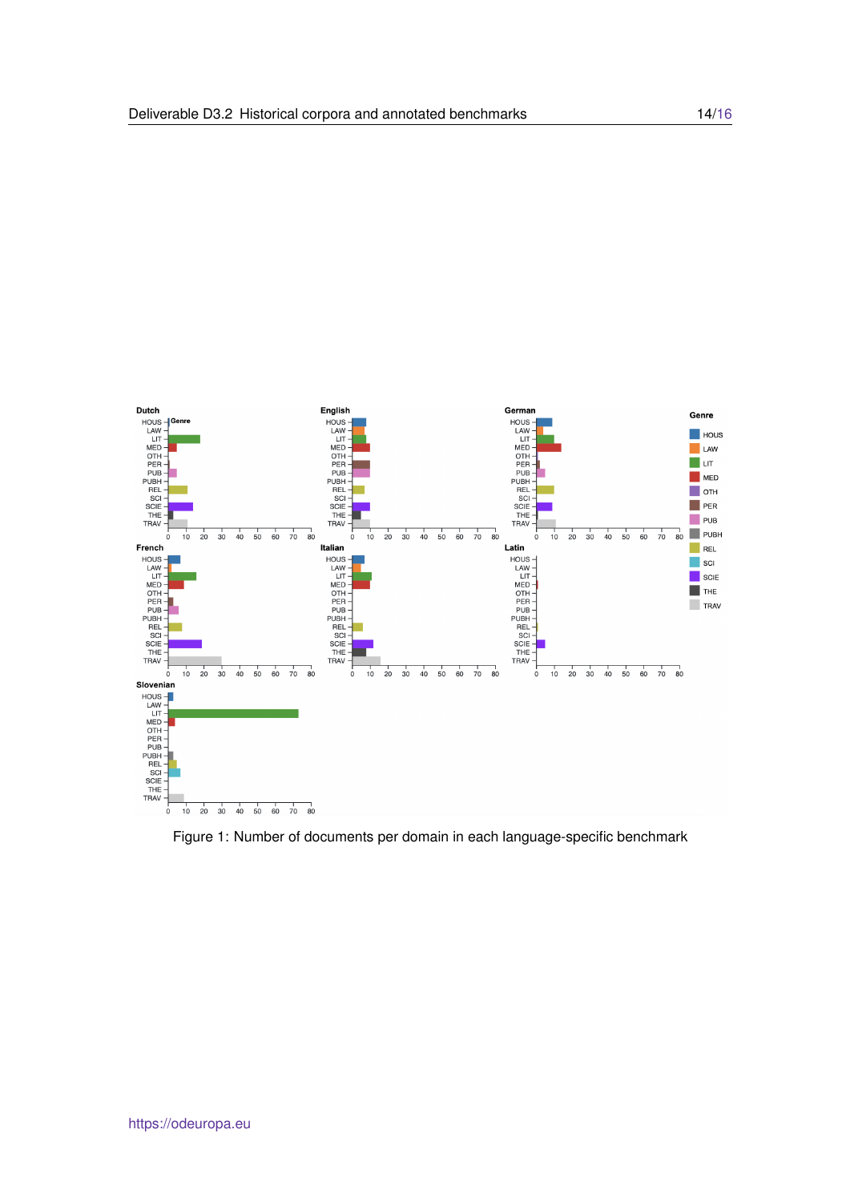Figure 1: Number of documents per domain in each language-specific benchmark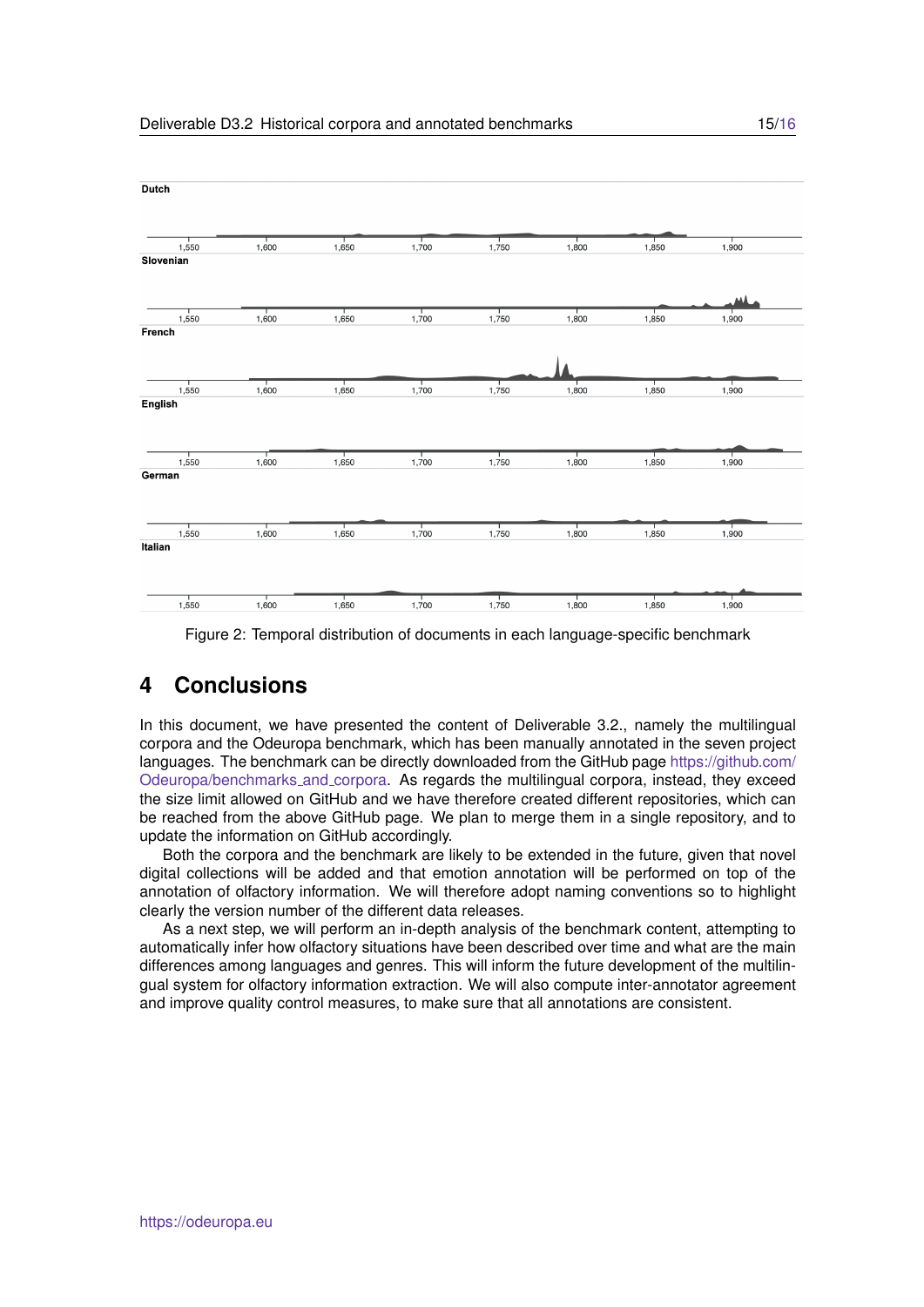Figure 2: Temporal distribution of documents in each language-specific benchmark

# 4 Conclusions

In this document, we have presented the content of Deliverable 3.2., namely the multilingual corpora and the Odeuropa benchmark, which has been manually annotated in the seven project languages. The benchmark can be directly downloaded from the GitHub page https://github.com/Odeuropa/benchmarks_and_corpora. As regards the multilingual corpora, instead, they exceed the size limit allowed on GitHub and we have therefore created different repositories, which can be reached from the above GitHub page. We plan to merge them in a single repository, and to update the information on GitHub accordingly.

Both the corpora and the benchmark are likely to be extended in the future, given that novel digital collections will be added and that emotion annotation will be performed on top of the annotation of olfactory information. We will therefore adopt naming conventions so to highlight clearly the version number of the different data releases.

As a next step, we will perform an in-depth analysis of the benchmark content, attempting to automatically infer how olfactory situations have been described over time and what are the main differences among languages and genres. This will inform the future development of the multilingual system for olfactory information extraction. We will also compute inter-annotator agreement and improve quality control measures, to make sure that all annotations are consistent.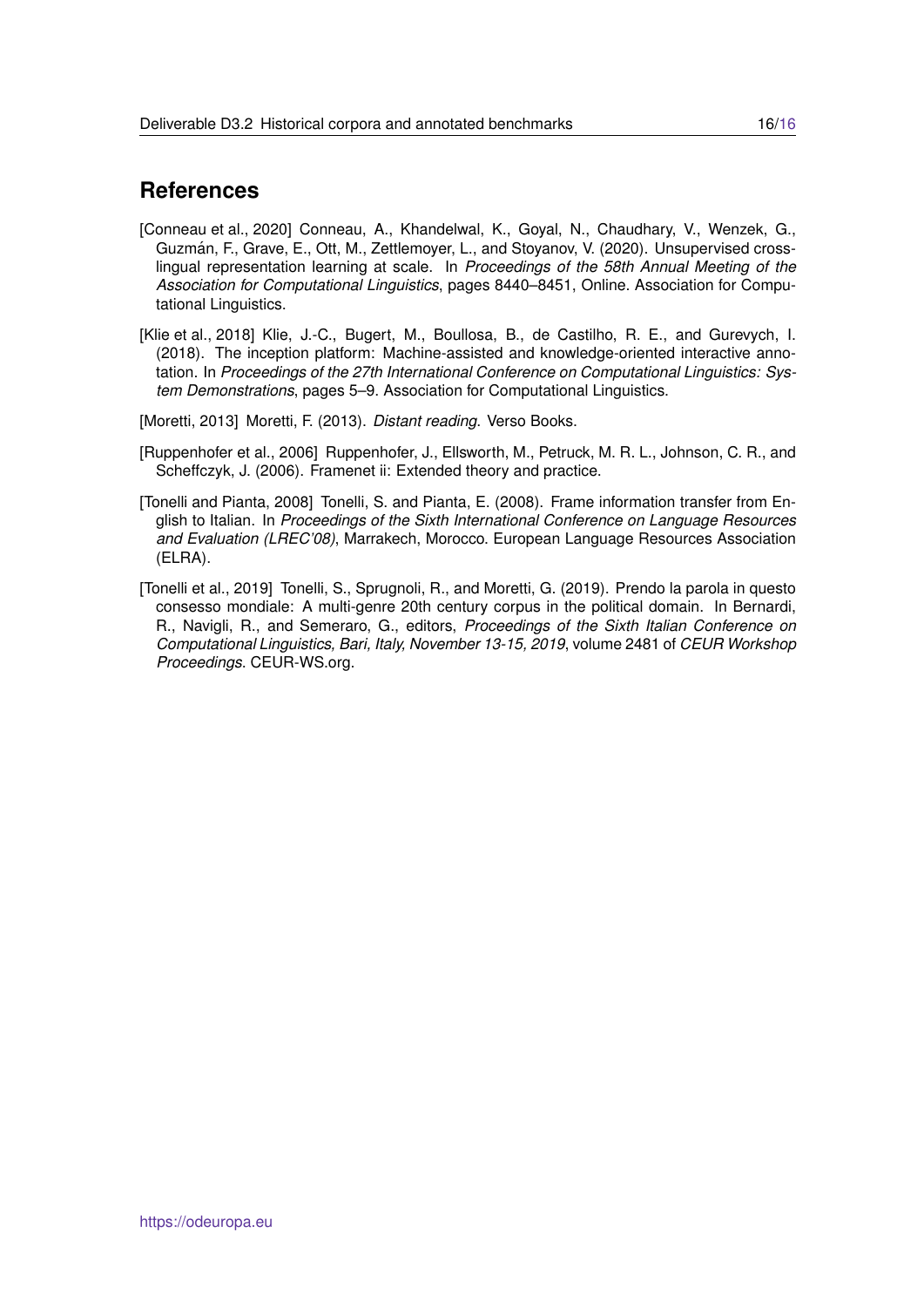# References

[Conneau et al., 2020] Conneau, A., Khandelwal, K., Goyal, N., Chaudhary, V., Wenzek, G., Guzmán, F., Grave, E., Ott, M., Zettlemoyer, L., and Stoyanov, V. (2020). Unsupervised cross-lingual representation learning at scale. In *Proceedings of the 58th Annual Meeting of the Association for Computational Linguistics*, pages 8440–8451, Online. Association for Computational Linguistics.

[Klie et al., 2018] Klie, J.-C., Bugert, M., Boullosa, B., de Castilho, R. E., and Gurevych, I. (2018). The inception platform: Machine-assisted and knowledge-oriented interactive annotation. In *Proceedings of the 27th International Conference on Computational Linguistics: System Demonstrations*, pages 5–9. Association for Computational Linguistics.

[Moretti, 2013] Moretti, F. (2013). *Distant reading*. Verso Books.

[Ruppenhofer et al., 2006] Ruppenhofer, J., Ellsworth, M., Petruck, M. R. L., Johnson, C. R., and Scheffczyk, J. (2006). Framenet ii: Extended theory and practice.

[Tonelli and Pianta, 2008] Tonelli, S. and Pianta, E. (2008). Frame information transfer from English to Italian. In *Proceedings of the Sixth International Conference on Language Resources and Evaluation (LREC'08)*, Marrakech, Morocco. European Language Resources Association (ELRA).

[Tonelli et al., 2019] Tonelli, S., Sprugnoli, R., and Moretti, G. (2019). Prendo la parola in questo consesso mondiale: A multi-genre 20th century corpus in the political domain. In Bernardi, R., Navigli, R., and Semeraro, G., editors, *Proceedings of the Sixth Italian Conference on Computational Linguistics, Bari, Italy, November 13-15, 2019*, volume 2481 of *CEUR Workshop Proceedings*. CEUR-WS.org.